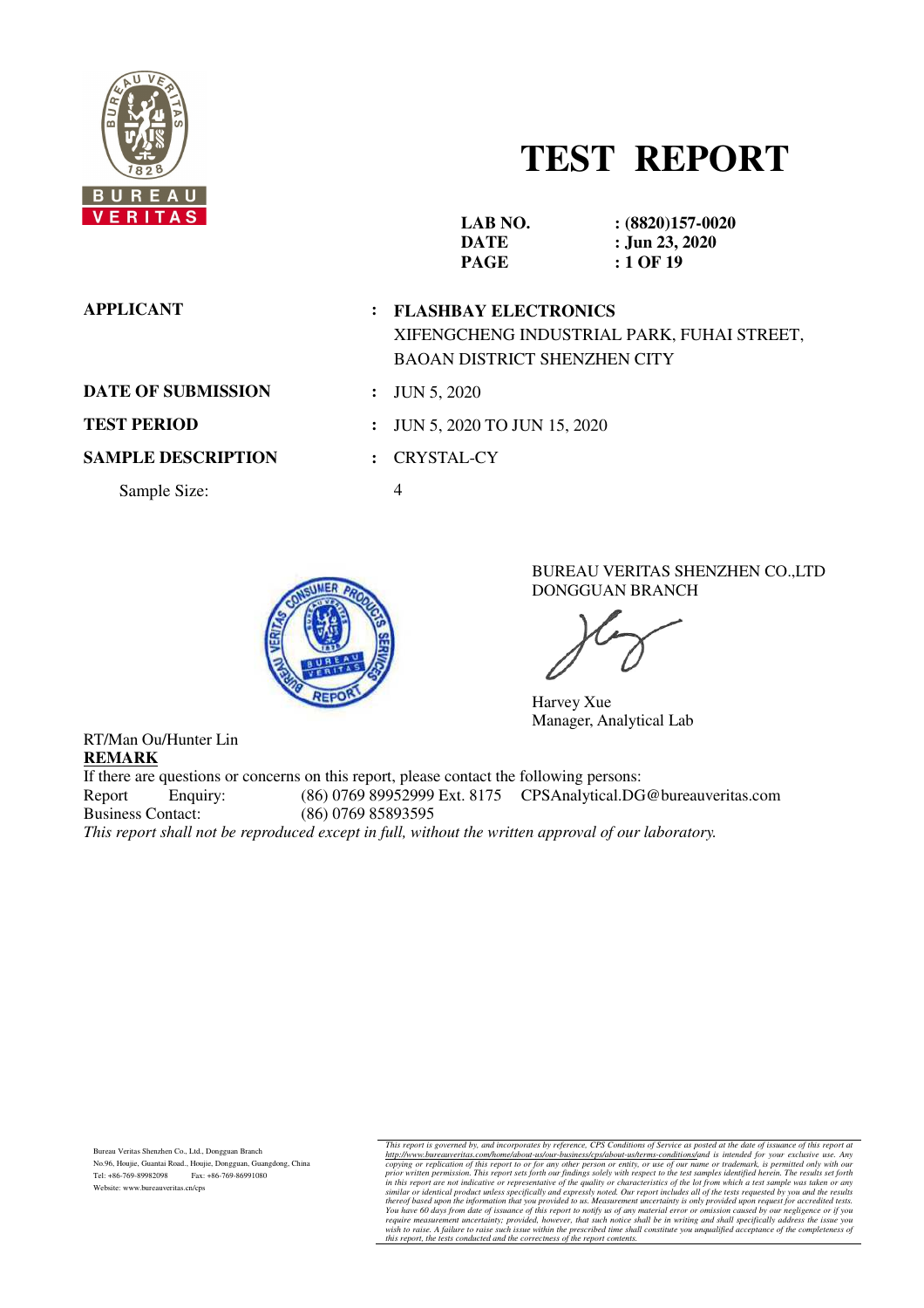# TEST REPORT

**LAB NO.** : **(8820)157-0020**
**DATE** : **Jun 23, 2020**
**PAGE** : **1 OF 19**

**APPLICANT** : **FLASHBAY ELECTRONICS**
XIFENGCHENG INDUSTRIAL PARK, FUHAI STREET, BAOAN DISTRICT SHENZHEN CITY

**DATE OF SUBMISSION** : JUN 5, 2020

**TEST PERIOD** : JUN 5, 2020 TO JUN 15, 2020

**SAMPLE DESCRIPTION** : CRYSTAL-CY

Sample Size: 4

BUREAU VERITAS SHENZHEN CO.,LTD
DONGGUAN BRANCH

Harvey Xue
Manager, Analytical Lab

RT/Man Ou/Hunter Lin

**REMARK**

If there are questions or concerns on this report, please contact the following persons:

Report Enquiry: (86) 0769 89952999 Ext. 8175 CPSAnalytical.DG@bureauveritas.com
Business Contact: (86) 0769 85893595

*This report shall not be reproduced except in full, without the written approval of our laboratory.*

Bureau Veritas Shenzhen Co., Ltd., Dongguan Branch
No.96, Houjie, Guantai Road., Houjie, Dongguan, Guangdong, China
Tel: +86-769-89982098 Fax: +86-769-86991080
Website: www.bureauveritas.cn/cps

*This report is governed by, and incorporates by reference, CPS Conditions of Service as posted at the date of issuance of this report at http://www.bureauveritas.com/home/about-us/our-business/cps/about-us/terms-conditions/and is intended for your exclusive use. Any copying or replication of this report to or for any other person or entity, or use of our name or trademark, is permitted only with our prior written permission. This report sets forth our findings solely with respect to the test samples identified herein. The results set forth in this report are not indicative or representative of the quality or characteristics of the lot from which a test sample was taken or any similar or identical product unless specifically and expressly noted. Our report includes all of the tests requested by you and the results thereof based upon the information that you provided to us. Measurement uncertainty is only provided upon request for accredited tests. You have 60 days from date of issuance of this report to notify us of any material error or omission caused by our negligence or if you require measurement uncertainty; provided, however, that such notice shall be in writing and shall specifically address the issue you wish to raise. A failure to raise such issue within the prescribed time shall constitute you unqualified acceptance of the completeness of this report, the tests conducted and the correctness of the report contents.*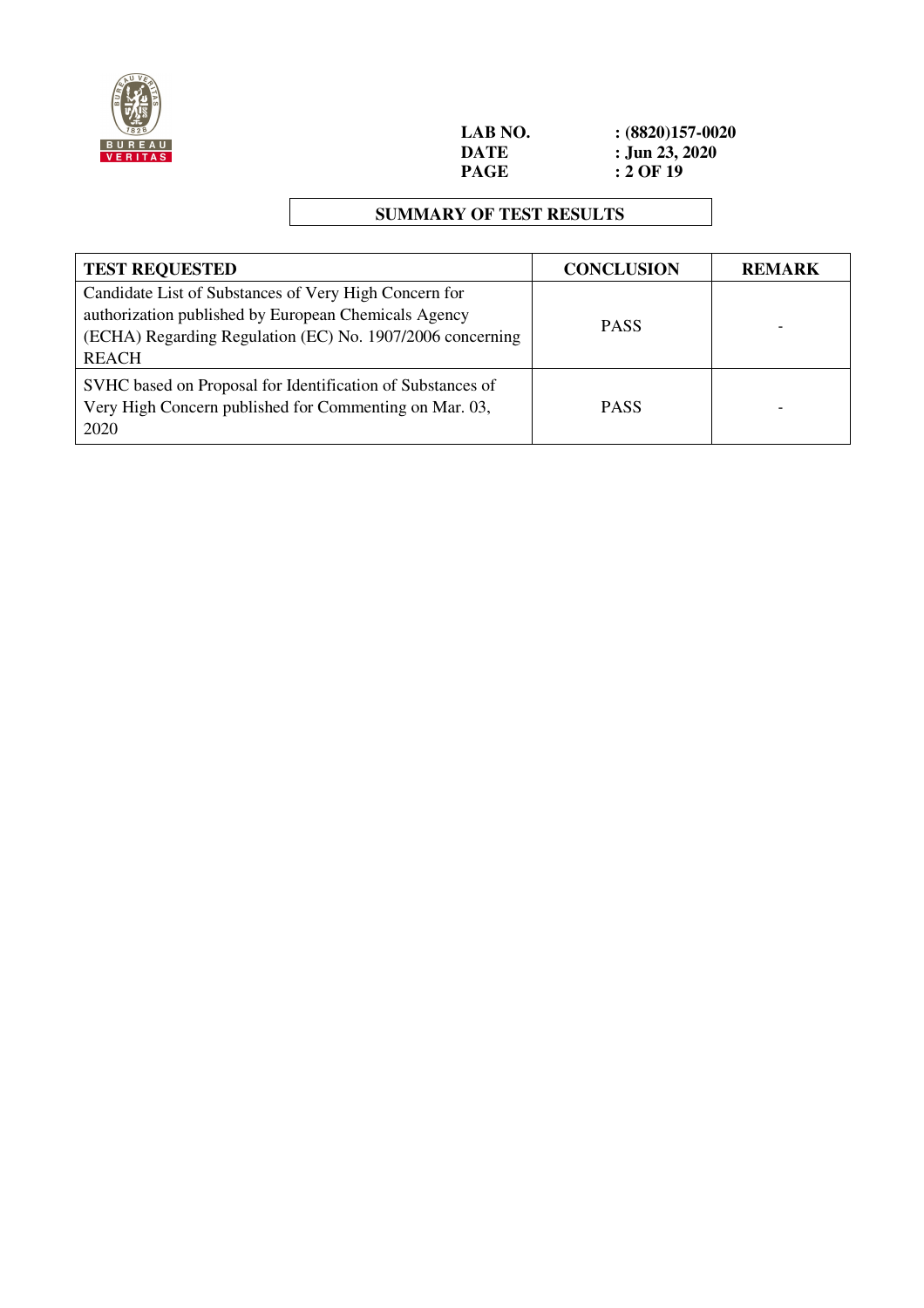**LAB NO.** : (8820)157-0020
**DATE** : Jun 23, 2020

## SUMMARY OF TEST RESULTS

| TEST REQUESTED | CONCLUSION | REMARK |
|---|---|---|
| Candidate List of Substances of Very High Concern for authorization published by European Chemicals Agency (ECHA) Regarding Regulation (EC) No. 1907/2006 concerning REACH | PASS | - |
| SVHC based on Proposal for Identification of Substances of Very High Concern published for Commenting on Mar. 03, 2020 | PASS | - |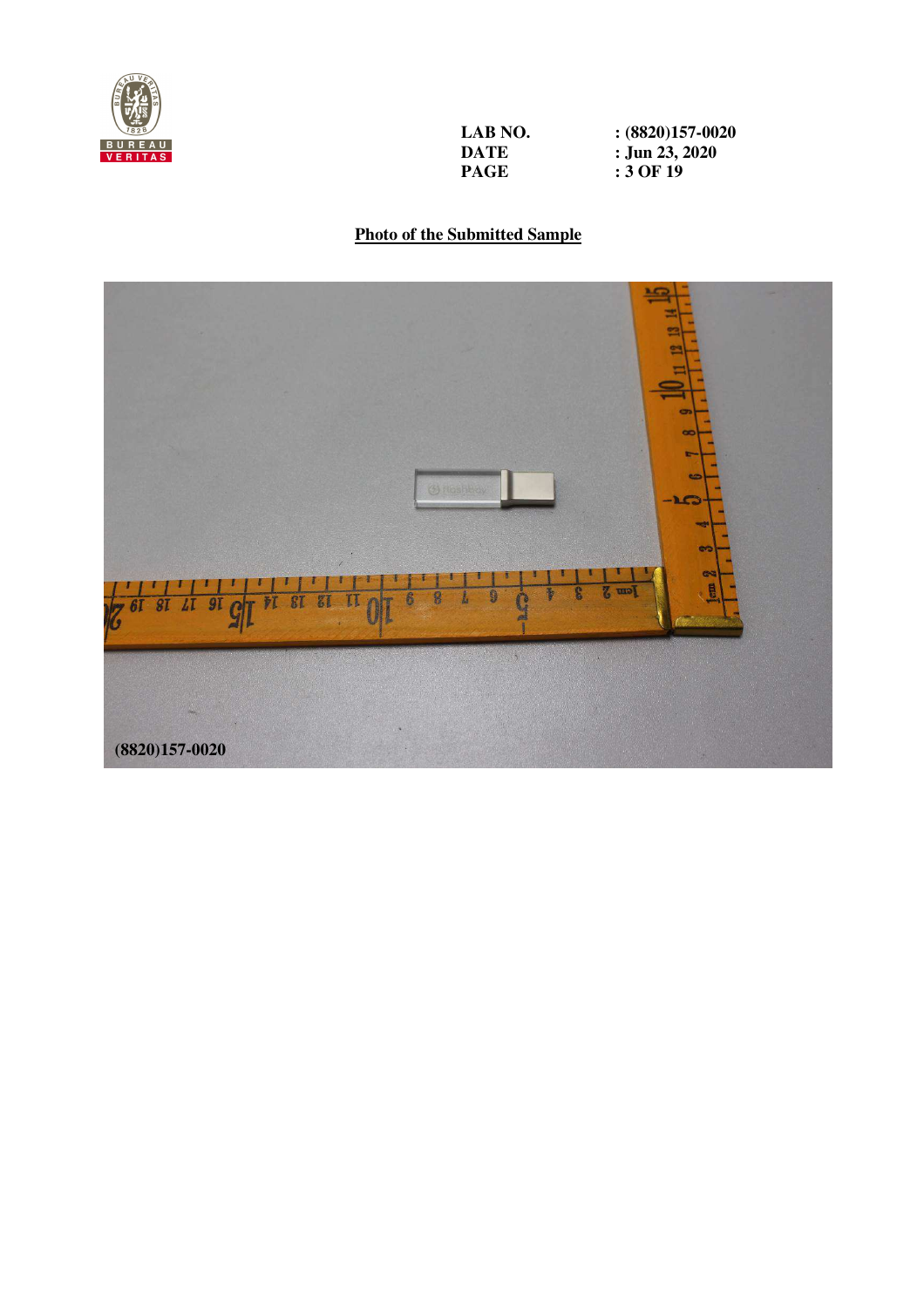LAB NO. : (8820)157-0020
DATE : Jun 23, 2020

## Photo of the Submitted Sample

(8820)157-0020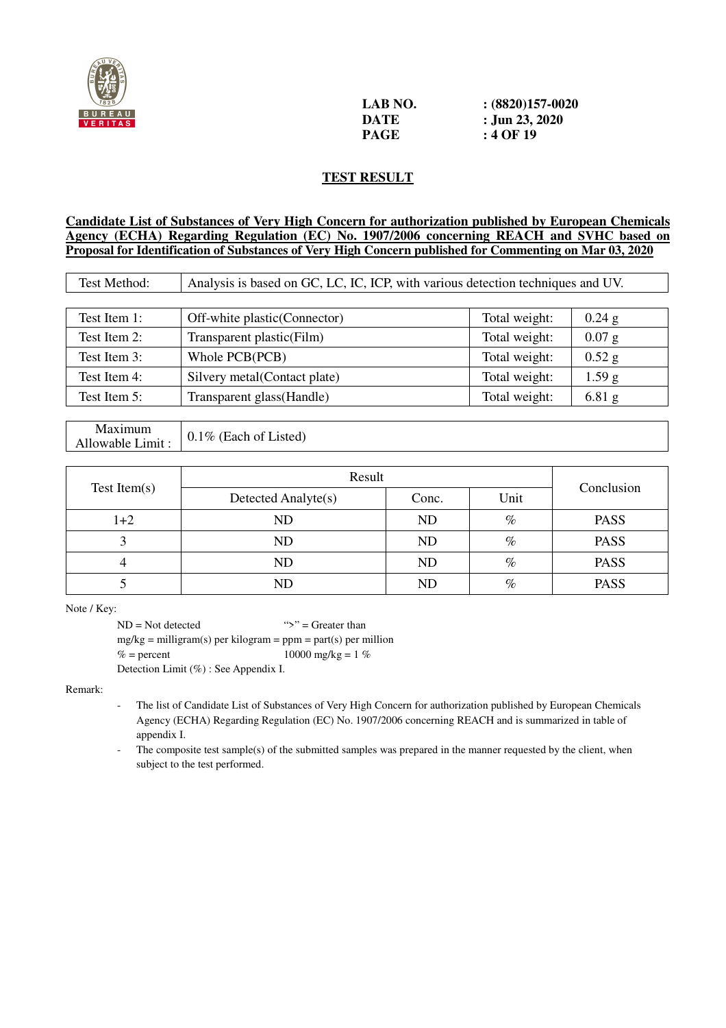LAB NO. : (8820)157-0020
DATE : Jun 23, 2020

## TEST RESULT

**Candidate List of Substances of Very High Concern for authorization published by European Chemicals Agency (ECHA) Regarding Regulation (EC) No. 1907/2006 concerning REACH and SVHC based on Proposal for Identification of Substances of Very High Concern published for Commenting on Mar 03, 2020**

| Test Method: | Analysis is based on GC, LC, IC, ICP, with various detection techniques and UV. |
|---|---|

| Test Item | Description | | Total weight |
|---|---|---|---|
| Test Item 1: | Off-white plastic(Connector) | Total weight: | 0.24 g |
| Test Item 2: | Transparent plastic(Film) | Total weight: | 0.07 g |
| Test Item 3: | Whole PCB(PCB) | Total weight: | 0.52 g |
| Test Item 4: | Silvery metal(Contact plate) | Total weight: | 1.59 g |
| Test Item 5: | Transparent glass(Handle) | Total weight: | 6.81 g |

| Maximum Allowable Limit : | 0.1% (Each of Listed) |
|---|---|

| Test Item(s) | Result | | | Conclusion |
|---|---|---|---|---|
| | Detected Analyte(s) | Conc. | Unit | |
| 1+2 | ND | ND | % | PASS |
| 3 | ND | ND | % | PASS |
| 4 | ND | ND | % | PASS |
| 5 | ND | ND | % | PASS |

Note / Key:

ND = Not detected ">" = Greater than
mg/kg = milligram(s) per kilogram = ppm = part(s) per million
% = percent 10000 mg/kg = 1 %
Detection Limit (%) : See Appendix I.

Remark:

- The list of Candidate List of Substances of Very High Concern for authorization published by European Chemicals Agency (ECHA) Regarding Regulation (EC) No. 1907/2006 concerning REACH and is summarized in table of appendix I.
- The composite test sample(s) of the submitted samples was prepared in the manner requested by the client, when subject to the test performed.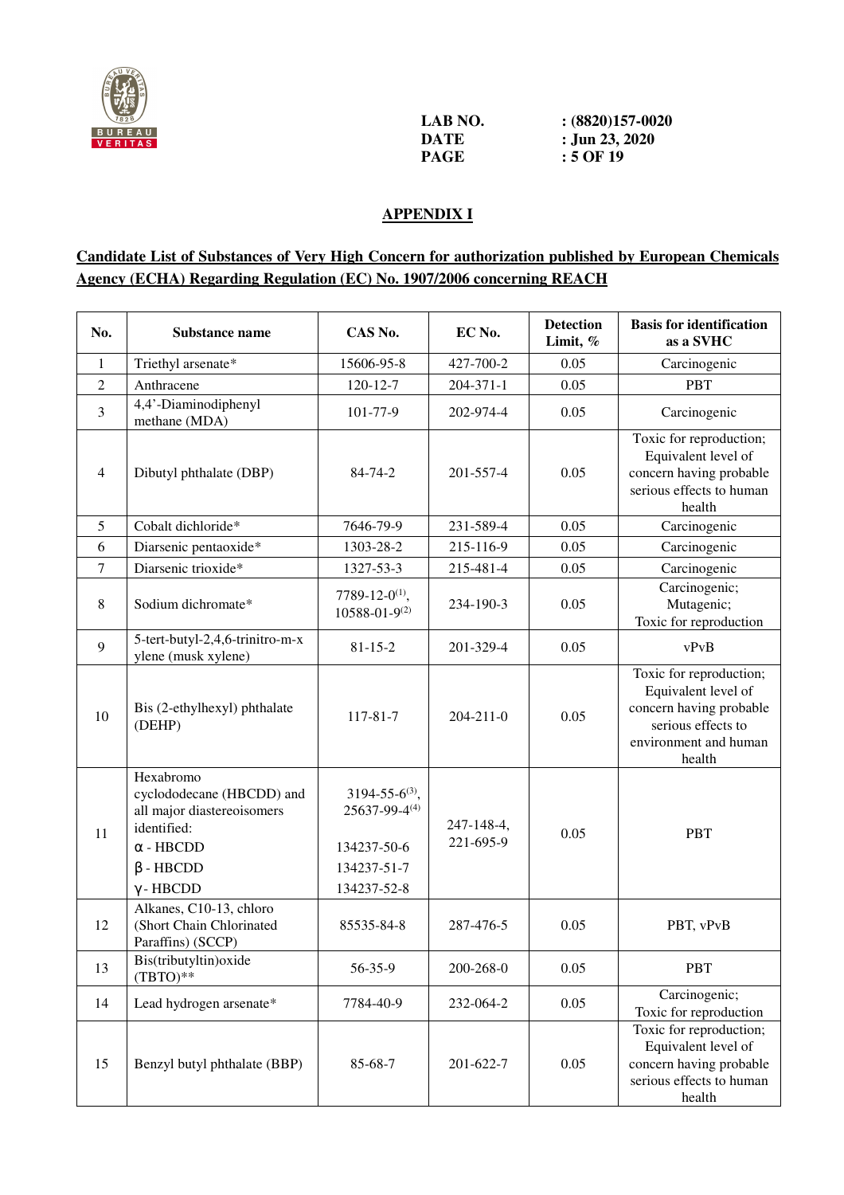LAB NO. : (8820)157-0020
DATE : Jun 23, 2020

## APPENDIX I

**Candidate List of Substances of Very High Concern for authorization published by European Chemicals Agency (ECHA) Regarding Regulation (EC) No. 1907/2006 concerning REACH**

| No. | Substance name | CAS No. | EC No. | Detection Limit, % | Basis for identification as a SVHC |
|---|---|---|---|---|---|
| 1 | Triethyl arsenate* | 15606-95-8 | 427-700-2 | 0.05 | Carcinogenic |
| 2 | Anthracene | 120-12-7 | 204-371-1 | 0.05 | PBT |
| 3 | 4,4'-Diaminodiphenyl methane (MDA) | 101-77-9 | 202-974-4 | 0.05 | Carcinogenic |
| 4 | Dibutyl phthalate (DBP) | 84-74-2 | 201-557-4 | 0.05 | Toxic for reproduction; Equivalent level of concern having probable serious effects to human health |
| 5 | Cobalt dichloride* | 7646-79-9 | 231-589-4 | 0.05 | Carcinogenic |
| 6 | Diarsenic pentaoxide* | 1303-28-2 | 215-116-9 | 0.05 | Carcinogenic |
| 7 | Diarsenic trioxide* | 1327-53-3 | 215-481-4 | 0.05 | Carcinogenic |
| 8 | Sodium dichromate* | 7789-12-0(1), 10588-01-9(2) | 234-190-3 | 0.05 | Carcinogenic; Mutagenic; Toxic for reproduction |
| 9 | 5-tert-butyl-2,4,6-trinitro-m-xylene (musk xylene) | 81-15-2 | 201-329-4 | 0.05 | vPvB |
| 10 | Bis (2-ethylhexyl) phthalate (DEHP) | 117-81-7 | 204-211-0 | 0.05 | Toxic for reproduction; Equivalent level of concern having probable serious effects to environment and human health |
| 11 | Hexabromo cyclododecane (HBCDD) and all major diastereoisomers identified: α - HBCDD β - HBCDD γ - HBCDD | 3194-55-6(3), 25637-99-4(4) 134237-50-6 134237-51-7 134237-52-8 | 247-148-4, 221-695-9 | 0.05 | PBT |
| 12 | Alkanes, C10-13, chloro (Short Chain Chlorinated Paraffins) (SCCP) | 85535-84-8 | 287-476-5 | 0.05 | PBT, vPvB |
| 13 | Bis(tributyltin)oxide (TBTO)** | 56-35-9 | 200-268-0 | 0.05 | PBT |
| 14 | Lead hydrogen arsenate* | 7784-40-9 | 232-064-2 | 0.05 | Carcinogenic; Toxic for reproduction |
| 15 | Benzyl butyl phthalate (BBP) | 85-68-7 | 201-622-7 | 0.05 | Toxic for reproduction; Equivalent level of concern having probable serious effects to human health |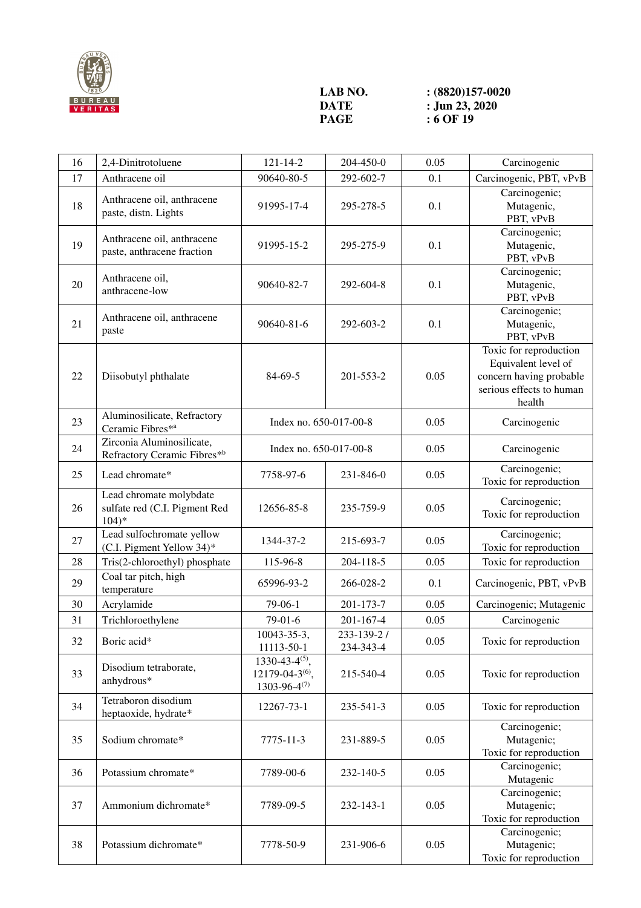| 16 | 2,4-Dinitrotoluene | 121-14-2 | 204-450-0 | 0.05 | Carcinogenic |
|---|---|---|---|---|---|
| 17 | Anthracene oil | 90640-80-5 | 292-602-7 | 0.1 | Carcinogenic, PBT, vPvB |
| 18 | Anthracene oil, anthracene paste, distn. Lights | 91995-17-4 | 295-278-5 | 0.1 | Carcinogenic; Mutagenic, PBT, vPvB |
| 19 | Anthracene oil, anthracene paste, anthracene fraction | 91995-15-2 | 295-275-9 | 0.1 | Carcinogenic; Mutagenic, PBT, vPvB |
| 20 | Anthracene oil, anthracene-low | 90640-82-7 | 292-604-8 | 0.1 | Carcinogenic; Mutagenic, PBT, vPvB |
| 21 | Anthracene oil, anthracene paste | 90640-81-6 | 292-603-2 | 0.1 | Carcinogenic; Mutagenic, PBT, vPvB |
| 22 | Diisobutyl phthalate | 84-69-5 | 201-553-2 | 0.05 | Toxic for reproduction Equivalent level of concern having probable serious effects to human health |
| 23 | Aluminosilicate, Refractory Ceramic Fibres*[a] | Index no. 650-017-00-8 | | 0.05 | Carcinogenic |
| 24 | Zirconia Aluminosilicate, Refractory Ceramic Fibres*[b] | Index no. 650-017-00-8 | | 0.05 | Carcinogenic |
| 25 | Lead chromate* | 7758-97-6 | 231-846-0 | 0.05 | Carcinogenic; Toxic for reproduction |
| 26 | Lead chromate molybdate sulfate red (C.I. Pigment Red 104)* | 12656-85-8 | 235-759-9 | 0.05 | Carcinogenic; Toxic for reproduction |
| 27 | Lead sulfochromate yellow (C.I. Pigment Yellow 34)* | 1344-37-2 | 215-693-7 | 0.05 | Carcinogenic; Toxic for reproduction |
| 28 | Tris(2-chloroethyl) phosphate | 115-96-8 | 204-118-5 | 0.05 | Toxic for reproduction |
| 29 | Coal tar pitch, high temperature | 65996-93-2 | 266-028-2 | 0.1 | Carcinogenic, PBT, vPvB |
| 30 | Acrylamide | 79-06-1 | 201-173-7 | 0.05 | Carcinogenic; Mutagenic |
| 31 | Trichloroethylene | 79-01-6 | 201-167-4 | 0.05 | Carcinogenic |
| 32 | Boric acid* | 10043-35-3, 11113-50-1 | 233-139-2 / 234-343-4 | 0.05 | Toxic for reproduction |
| 33 | Disodium tetraborate, anhydrous* | 1330-43-4[(5)], 12179-04-3[(6)], 1303-96-4[(7)] | 215-540-4 | 0.05 | Toxic for reproduction |
| 34 | Tetraboron disodium heptaoxide, hydrate* | 12267-73-1 | 235-541-3 | 0.05 | Toxic for reproduction |
| 35 | Sodium chromate* | 7775-11-3 | 231-889-5 | 0.05 | Carcinogenic; Mutagenic; Toxic for reproduction |
| 36 | Potassium chromate* | 7789-00-6 | 232-140-5 | 0.05 | Carcinogenic; Mutagenic |
| 37 | Ammonium dichromate* | 7789-09-5 | 232-143-1 | 0.05 | Carcinogenic; Mutagenic; Toxic for reproduction |
| 38 | Potassium dichromate* | 7778-50-9 | 231-906-6 | 0.05 | Carcinogenic; Mutagenic; Toxic for reproduction |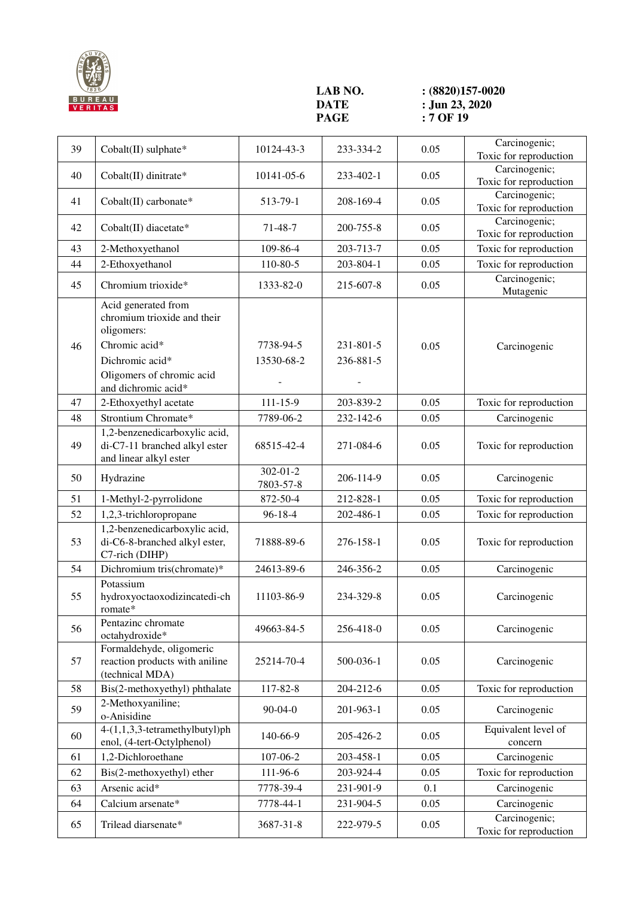LAB NO. : (8820)157-0020
DATE : Jun 23, 2020

| 39 | Cobalt(II) sulphate* | 10124-43-3 | 233-334-2 | 0.05 | Carcinogenic; Toxic for reproduction |
|---|---|---|---|---|---|
| 40 | Cobalt(II) dinitrate* | 10141-05-6 | 233-402-1 | 0.05 | Carcinogenic; Toxic for reproduction |
| 41 | Cobalt(II) carbonate* | 513-79-1 | 208-169-4 | 0.05 | Carcinogenic; Toxic for reproduction |
| 42 | Cobalt(II) diacetate* | 71-48-7 | 200-755-8 | 0.05 | Carcinogenic; Toxic for reproduction |
| 43 | 2-Methoxyethanol | 109-86-4 | 203-713-7 | 0.05 | Toxic for reproduction |
| 44 | 2-Ethoxyethanol | 110-80-5 | 203-804-1 | 0.05 | Toxic for reproduction |
| 45 | Chromium trioxide* | 1333-82-0 | 215-607-8 | 0.05 | Carcinogenic; Mutagenic |
| 46 | Acid generated from chromium trioxide and their oligomers:<br>Chromic acid*<br>Dichromic acid*<br>Oligomers of chromic acid and dichromic acid* | <br><br>7738-94-5<br>13530-68-2<br>- | <br><br>231-801-5<br>236-881-5<br>- | 0.05 | Carcinogenic |
| 47 | 2-Ethoxyethyl acetate | 111-15-9 | 203-839-2 | 0.05 | Toxic for reproduction |
| 48 | Strontium Chromate* | 7789-06-2 | 232-142-6 | 0.05 | Carcinogenic |
| 49 | 1,2-benzenedicarboxylic acid, di-C7-11 branched alkyl ester and linear alkyl ester | 68515-42-4 | 271-084-6 | 0.05 | Toxic for reproduction |
| 50 | Hydrazine | 302-01-2<br>7803-57-8 | 206-114-9 | 0.05 | Carcinogenic |
| 51 | 1-Methyl-2-pyrrolidone | 872-50-4 | 212-828-1 | 0.05 | Toxic for reproduction |
| 52 | 1,2,3-trichloropropane | 96-18-4 | 202-486-1 | 0.05 | Toxic for reproduction |
| 53 | 1,2-benzenedicarboxylic acid, di-C6-8-branched alkyl ester, C7-rich (DIHP) | 71888-89-6 | 276-158-1 | 0.05 | Toxic for reproduction |
| 54 | Dichromium tris(chromate)* | 24613-89-6 | 246-356-2 | 0.05 | Carcinogenic |
| 55 | Potassium hydroxyoctaoxodizincatedi-chromate* | 11103-86-9 | 234-329-8 | 0.05 | Carcinogenic |
| 56 | Pentazinc chromate octahydroxide* | 49663-84-5 | 256-418-0 | 0.05 | Carcinogenic |
| 57 | Formaldehyde, oligomeric reaction products with aniline (technical MDA) | 25214-70-4 | 500-036-1 | 0.05 | Carcinogenic |
| 58 | Bis(2-methoxyethyl) phthalate | 117-82-8 | 204-212-6 | 0.05 | Toxic for reproduction |
| 59 | 2-Methoxyaniline; o-Anisidine | 90-04-0 | 201-963-1 | 0.05 | Carcinogenic |
| 60 | 4-(1,1,3,3-tetramethylbutyl)phenol, (4-tert-Octylphenol) | 140-66-9 | 205-426-2 | 0.05 | Equivalent level of concern |
| 61 | 1,2-Dichloroethane | 107-06-2 | 203-458-1 | 0.05 | Carcinogenic |
| 62 | Bis(2-methoxyethyl) ether | 111-96-6 | 203-924-4 | 0.05 | Toxic for reproduction |
| 63 | Arsenic acid* | 7778-39-4 | 231-901-9 | 0.1 | Carcinogenic |
| 64 | Calcium arsenate* | 7778-44-1 | 231-904-5 | 0.05 | Carcinogenic |
| 65 | Trilead diarsenate* | 3687-31-8 | 222-979-5 | 0.05 | Carcinogenic; Toxic for reproduction |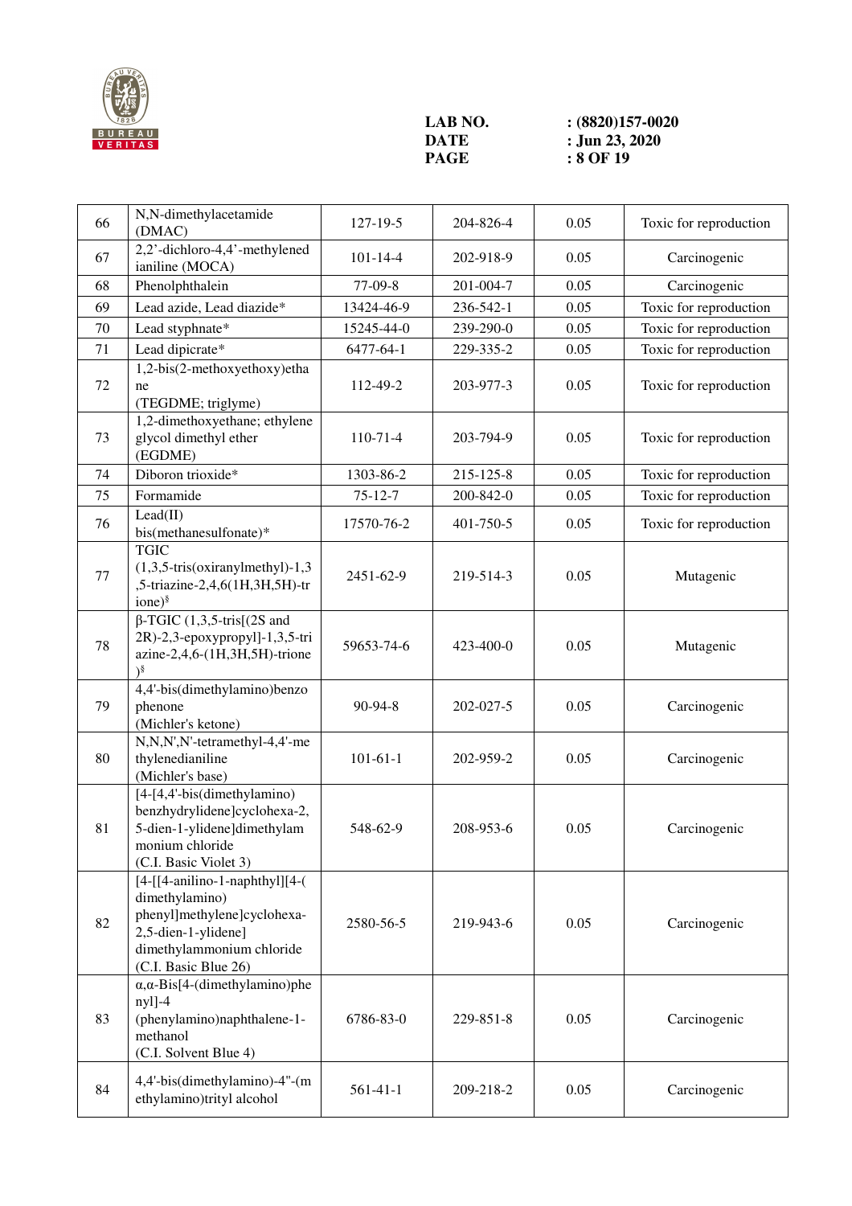LAB NO. : (8820)157-0020
DATE : Jun 23, 2020

| | | | | | |
|---|---|---|---|---|---|
| 66 | N,N-dimethylacetamide (DMAC) | 127-19-5 | 204-826-4 | 0.05 | Toxic for reproduction |
| 67 | 2,2’-dichloro-4,4’-methylenedianiline (MOCA) | 101-14-4 | 202-918-9 | 0.05 | Carcinogenic |
| 68 | Phenolphthalein | 77-09-8 | 201-004-7 | 0.05 | Carcinogenic |
| 69 | Lead azide, Lead diazide* | 13424-46-9 | 236-542-1 | 0.05 | Toxic for reproduction |
| 70 | Lead styphnate* | 15245-44-0 | 239-290-0 | 0.05 | Toxic for reproduction |
| 71 | Lead dipicrate* | 6477-64-1 | 229-335-2 | 0.05 | Toxic for reproduction |
| 72 | 1,2-bis(2-methoxyethoxy)ethane (TEGDME; triglyme) | 112-49-2 | 203-977-3 | 0.05 | Toxic for reproduction |
| 73 | 1,2-dimethoxyethane; ethylene glycol dimethyl ether (EGDME) | 110-71-4 | 203-794-9 | 0.05 | Toxic for reproduction |
| 74 | Diboron trioxide* | 1303-86-2 | 215-125-8 | 0.05 | Toxic for reproduction |
| 75 | Formamide | 75-12-7 | 200-842-0 | 0.05 | Toxic for reproduction |
| 76 | Lead(II) bis(methanesulfonate)* | 17570-76-2 | 401-750-5 | 0.05 | Toxic for reproduction |
| 77 | TGIC (1,3,5-tris(oxiranylmethyl)-1,3,5-triazine-2,4,6(1H,3H,5H)-trione)§ | 2451-62-9 | 219-514-3 | 0.05 | Mutagenic |
| 78 | β-TGIC (1,3,5-tris[(2S and 2R)-2,3-epoxypropyl]-1,3,5-triazine-2,4,6-(1H,3H,5H)-trione)§ | 59653-74-6 | 423-400-0 | 0.05 | Mutagenic |
| 79 | 4,4'-bis(dimethylamino)benzophenone (Michler's ketone) | 90-94-8 | 202-027-5 | 0.05 | Carcinogenic |
| 80 | N,N,N',N'-tetramethyl-4,4'-methylenedianiline (Michler's base) | 101-61-1 | 202-959-2 | 0.05 | Carcinogenic |
| 81 | [4-[4,4'-bis(dimethylamino) benzhydrylidene]cyclohexa-2,5-dien-1-ylidene]dimethylammonium chloride (C.I. Basic Violet 3) | 548-62-9 | 208-953-6 | 0.05 | Carcinogenic |
| 82 | [4-[[4-anilino-1-naphthyl][4-(dimethylamino) phenyl]methylene]cyclohexa-2,5-dien-1-ylidene] dimethylammonium chloride (C.I. Basic Blue 26) | 2580-56-5 | 219-943-6 | 0.05 | Carcinogenic |
| 83 | α,α-Bis[4-(dimethylamino)phenyl]-4 (phenylamino)naphthalene-1-methanol (C.I. Solvent Blue 4) | 6786-83-0 | 229-851-8 | 0.05 | Carcinogenic |
| 84 | 4,4'-bis(dimethylamino)-4"-(methylamino)trityl alcohol | 561-41-1 | 209-218-2 | 0.05 | Carcinogenic |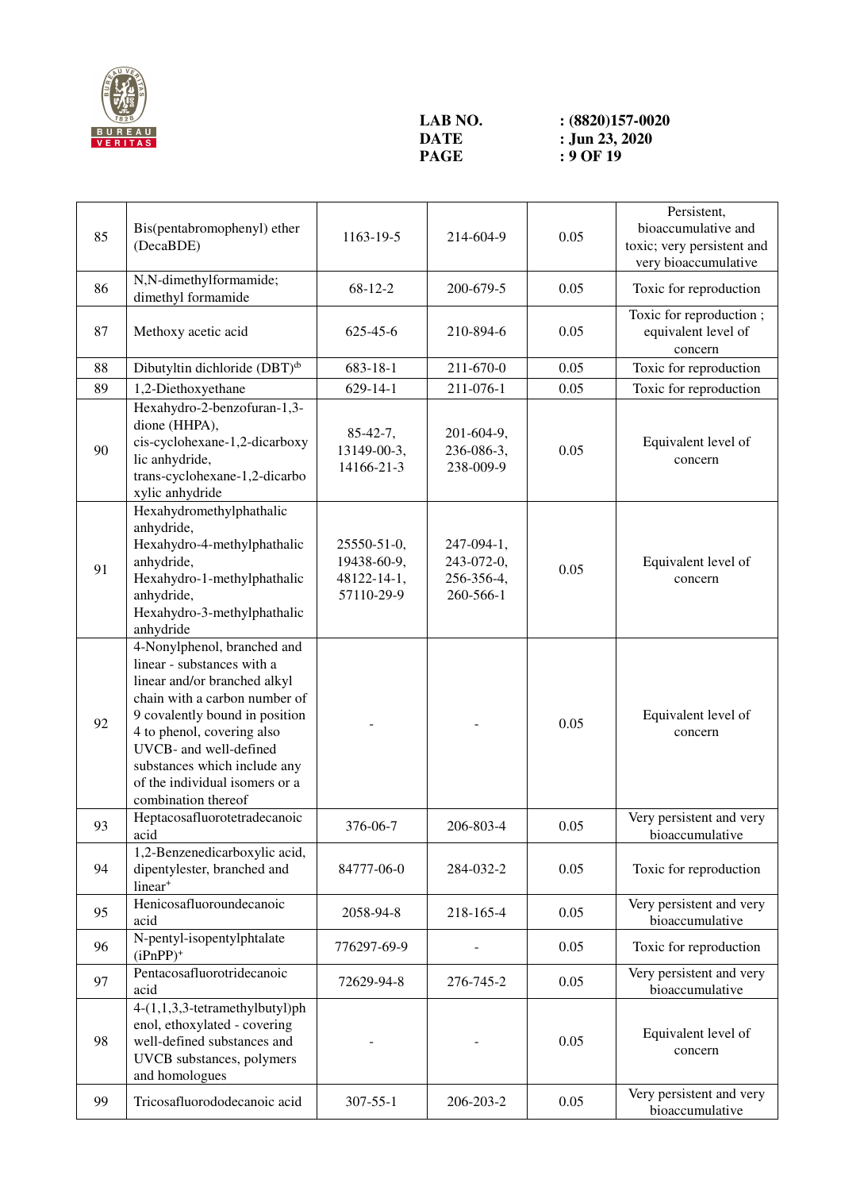| 85 | Bis(pentabromophenyl) ether (DecaBDE) | 1163-19-5 | 214-604-9 | 0.05 | Persistent, bioaccumulative and toxic; very persistent and very bioaccumulative |
|---|---|---|---|---|---|
| 86 | N,N-dimethylformamide; dimethyl formamide | 68-12-2 | 200-679-5 | 0.05 | Toxic for reproduction |
| 87 | Methoxy acetic acid | 625-45-6 | 210-894-6 | 0.05 | Toxic for reproduction ; equivalent level of concern |
| 88 | Dibutyltin dichloride (DBT)[db] | 683-18-1 | 211-670-0 | 0.05 | Toxic for reproduction |
| 89 | 1,2-Diethoxyethane | 629-14-1 | 211-076-1 | 0.05 | Toxic for reproduction |
| 90 | Hexahydro-2-benzofuran-1,3-dione (HHPA), cis-cyclohexane-1,2-dicarboxylic anhydride, trans-cyclohexane-1,2-dicarboxylic anhydride | 85-42-7, 13149-00-3, 14166-21-3 | 201-604-9, 236-086-3, 238-009-9 | 0.05 | Equivalent level of concern |
| 91 | Hexahydromethylphathalic anhydride, Hexahydro-4-methylphathalic anhydride, Hexahydro-1-methylphathalic anhydride, Hexahydro-3-methylphathalic anhydride | 25550-51-0, 19438-60-9, 48122-14-1, 57110-29-9 | 247-094-1, 243-072-0, 256-356-4, 260-566-1 | 0.05 | Equivalent level of concern |
| 92 | 4-Nonylphenol, branched and linear - substances with a linear and/or branched alkyl chain with a carbon number of 9 covalently bound in position 4 to phenol, covering also UVCB- and well-defined substances which include any of the individual isomers or a combination thereof | - | - | 0.05 | Equivalent level of concern |
| 93 | Heptacosafluorotetradecanoic acid | 376-06-7 | 206-803-4 | 0.05 | Very persistent and very bioaccumulative |
| 94 | 1,2-Benzenedicarboxylic acid, dipentylester, branched and linear[+] | 84777-06-0 | 284-032-2 | 0.05 | Toxic for reproduction |
| 95 | Henicosafluoroundecanoic acid | 2058-94-8 | 218-165-4 | 0.05 | Very persistent and very bioaccumulative |
| 96 | N-pentyl-isopentylphtalate (iPnPP)[+] | 776297-69-9 | - | 0.05 | Toxic for reproduction |
| 97 | Pentacosafluorotridecanoic acid | 72629-94-8 | 276-745-2 | 0.05 | Very persistent and very bioaccumulative |
| 98 | 4-(1,1,3,3-tetramethylbutyl)phenol, ethoxylated - covering well-defined substances and UVCB substances, polymers and homologues | - | - | 0.05 | Equivalent level of concern |
| 99 | Tricosafluorododecanoic acid | 307-55-1 | 206-203-2 | 0.05 | Very persistent and very bioaccumulative |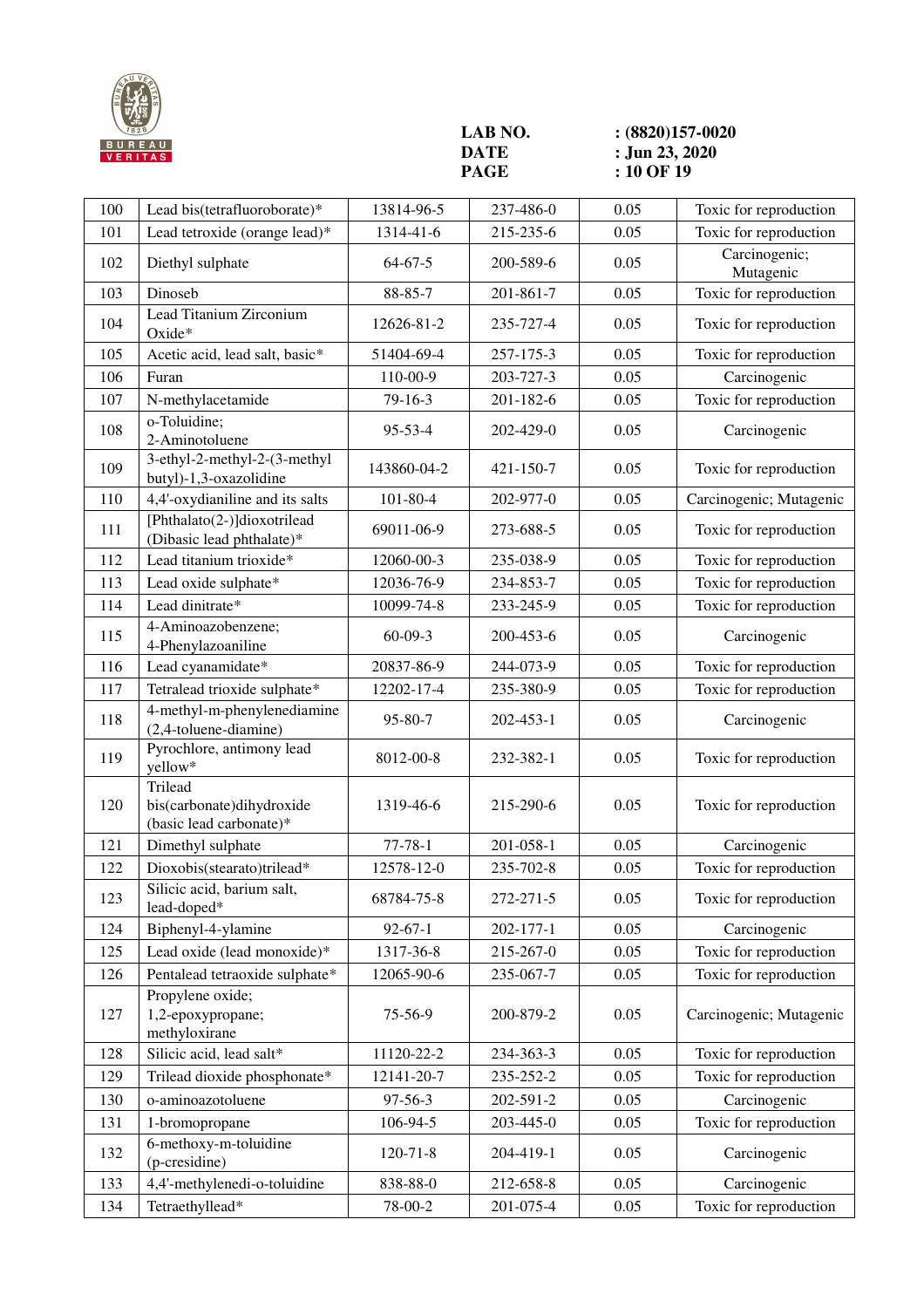| 100 | Lead bis(tetrafluoroborate)* | 13814-96-5 | 237-486-0 | 0.05 | Toxic for reproduction |
|---|---|---|---|---|---|
| 101 | Lead tetroxide (orange lead)* | 1314-41-6 | 215-235-6 | 0.05 | Toxic for reproduction |
| 102 | Diethyl sulphate | 64-67-5 | 200-589-6 | 0.05 | Carcinogenic; Mutagenic |
| 103 | Dinoseb | 88-85-7 | 201-861-7 | 0.05 | Toxic for reproduction |
| 104 | Lead Titanium Zirconium Oxide* | 12626-81-2 | 235-727-4 | 0.05 | Toxic for reproduction |
| 105 | Acetic acid, lead salt, basic* | 51404-69-4 | 257-175-3 | 0.05 | Toxic for reproduction |
| 106 | Furan | 110-00-9 | 203-727-3 | 0.05 | Carcinogenic |
| 107 | N-methylacetamide | 79-16-3 | 201-182-6 | 0.05 | Toxic for reproduction |
| 108 | o-Toluidine; 2-Aminotoluene | 95-53-4 | 202-429-0 | 0.05 | Carcinogenic |
| 109 | 3-ethyl-2-methyl-2-(3-methyl butyl)-1,3-oxazolidine | 143860-04-2 | 421-150-7 | 0.05 | Toxic for reproduction |
| 110 | 4,4'-oxydianiline and its salts | 101-80-4 | 202-977-0 | 0.05 | Carcinogenic; Mutagenic |
| 111 | [Phthalato(2-)]dioxotrilead (Dibasic lead phthalate)* | 69011-06-9 | 273-688-5 | 0.05 | Toxic for reproduction |
| 112 | Lead titanium trioxide* | 12060-00-3 | 235-038-9 | 0.05 | Toxic for reproduction |
| 113 | Lead oxide sulphate* | 12036-76-9 | 234-853-7 | 0.05 | Toxic for reproduction |
| 114 | Lead dinitrate* | 10099-74-8 | 233-245-9 | 0.05 | Toxic for reproduction |
| 115 | 4-Aminoazobenzene; 4-Phenylazoaniline | 60-09-3 | 200-453-6 | 0.05 | Carcinogenic |
| 116 | Lead cyanamidate* | 20837-86-9 | 244-073-9 | 0.05 | Toxic for reproduction |
| 117 | Tetralead trioxide sulphate* | 12202-17-4 | 235-380-9 | 0.05 | Toxic for reproduction |
| 118 | 4-methyl-m-phenylenediamine (2,4-toluene-diamine) | 95-80-7 | 202-453-1 | 0.05 | Carcinogenic |
| 119 | Pyrochlore, antimony lead yellow* | 8012-00-8 | 232-382-1 | 0.05 | Toxic for reproduction |
| 120 | Trilead bis(carbonate)dihydroxide (basic lead carbonate)* | 1319-46-6 | 215-290-6 | 0.05 | Toxic for reproduction |
| 121 | Dimethyl sulphate | 77-78-1 | 201-058-1 | 0.05 | Carcinogenic |
| 122 | Dioxobis(stearato)trilead* | 12578-12-0 | 235-702-8 | 0.05 | Toxic for reproduction |
| 123 | Silicic acid, barium salt, lead-doped* | 68784-75-8 | 272-271-5 | 0.05 | Toxic for reproduction |
| 124 | Biphenyl-4-ylamine | 92-67-1 | 202-177-1 | 0.05 | Carcinogenic |
| 125 | Lead oxide (lead monoxide)* | 1317-36-8 | 215-267-0 | 0.05 | Toxic for reproduction |
| 126 | Pentalead tetraoxide sulphate* | 12065-90-6 | 235-067-7 | 0.05 | Toxic for reproduction |
| 127 | Propylene oxide; 1,2-epoxypropane; methyloxirane | 75-56-9 | 200-879-2 | 0.05 | Carcinogenic; Mutagenic |
| 128 | Silicic acid, lead salt* | 11120-22-2 | 234-363-3 | 0.05 | Toxic for reproduction |
| 129 | Trilead dioxide phosphonate* | 12141-20-7 | 235-252-2 | 0.05 | Toxic for reproduction |
| 130 | o-aminoazotoluene | 97-56-3 | 202-591-2 | 0.05 | Carcinogenic |
| 131 | 1-bromopropane | 106-94-5 | 203-445-0 | 0.05 | Toxic for reproduction |
| 132 | 6-methoxy-m-toluidine (p-cresidine) | 120-71-8 | 204-419-1 | 0.05 | Carcinogenic |
| 133 | 4,4'-methylenedi-o-toluidine | 838-88-0 | 212-658-8 | 0.05 | Carcinogenic |
| 134 | Tetraethyllead* | 78-00-2 | 201-075-4 | 0.05 | Toxic for reproduction |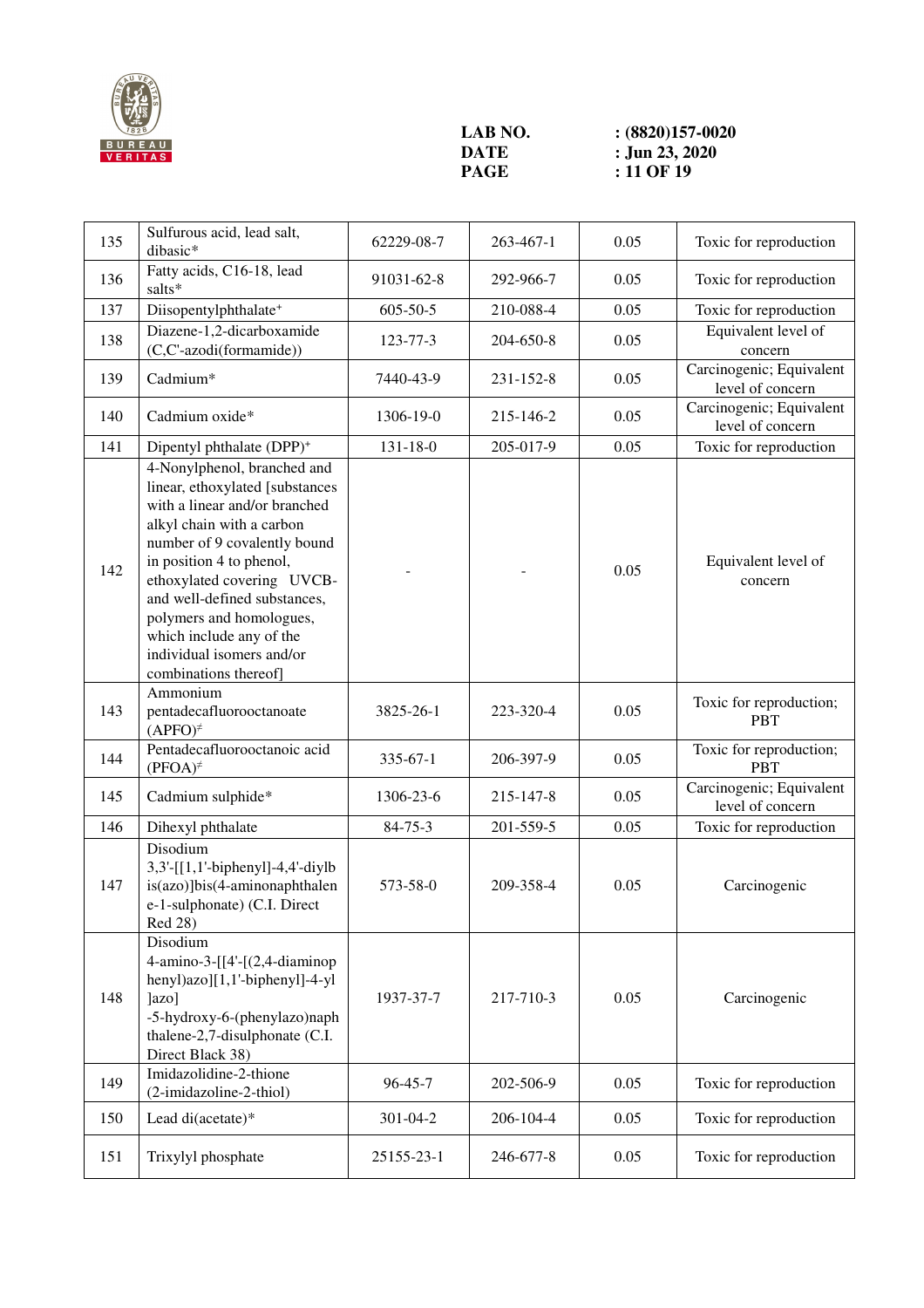| 135 | Sulfurous acid, lead salt, dibasic* | 62229-08-7 | 263-467-1 | 0.05 | Toxic for reproduction |
|---|---|---|---|---|---|
| 136 | Fatty acids, C16-18, lead salts* | 91031-62-8 | 292-966-7 | 0.05 | Toxic for reproduction |
| 137 | Diisopentylphthalate⁺ | 605-50-5 | 210-088-4 | 0.05 | Toxic for reproduction |
| 138 | Diazene-1,2-dicarboxamide (C,C'-azodi(formamide)) | 123-77-3 | 204-650-8 | 0.05 | Equivalent level of concern |
| 139 | Cadmium* | 7440-43-9 | 231-152-8 | 0.05 | Carcinogenic; Equivalent level of concern |
| 140 | Cadmium oxide* | 1306-19-0 | 215-146-2 | 0.05 | Carcinogenic; Equivalent level of concern |
| 141 | Dipentyl phthalate (DPP)⁺ | 131-18-0 | 205-017-9 | 0.05 | Toxic for reproduction |
| 142 | 4-Nonylphenol, branched and linear, ethoxylated [substances with a linear and/or branched alkyl chain with a carbon number of 9 covalently bound in position 4 to phenol, ethoxylated covering UVCB- and well-defined substances, polymers and homologues, which include any of the individual isomers and/or combinations thereof] | - | - | 0.05 | Equivalent level of concern |
| 143 | Ammonium pentadecafluorooctanoate (APFO)≠ | 3825-26-1 | 223-320-4 | 0.05 | Toxic for reproduction; PBT |
| 144 | Pentadecafluorooctanoic acid (PFOA)≠ | 335-67-1 | 206-397-9 | 0.05 | Toxic for reproduction; PBT |
| 145 | Cadmium sulphide* | 1306-23-6 | 215-147-8 | 0.05 | Carcinogenic; Equivalent level of concern |
| 146 | Dihexyl phthalate | 84-75-3 | 201-559-5 | 0.05 | Toxic for reproduction |
| 147 | Disodium 3,3'-[[1,1'-biphenyl]-4,4'-diylbis(azo)]bis(4-aminonaphthalene-1-sulphonate) (C.I. Direct Red 28) | 573-58-0 | 209-358-4 | 0.05 | Carcinogenic |
| 148 | Disodium 4-amino-3-[[4'-[(2,4-diaminophenyl)azo][1,1'-biphenyl]-4-yl]azo] -5-hydroxy-6-(phenylazo)naphthalene-2,7-disulphonate (C.I. Direct Black 38) | 1937-37-7 | 217-710-3 | 0.05 | Carcinogenic |
| 149 | Imidazolidine-2-thione (2-imidazoline-2-thiol) | 96-45-7 | 202-506-9 | 0.05 | Toxic for reproduction |
| 150 | Lead di(acetate)* | 301-04-2 | 206-104-4 | 0.05 | Toxic for reproduction |
| 151 | Trixylyl phosphate | 25155-23-1 | 246-677-8 | 0.05 | Toxic for reproduction |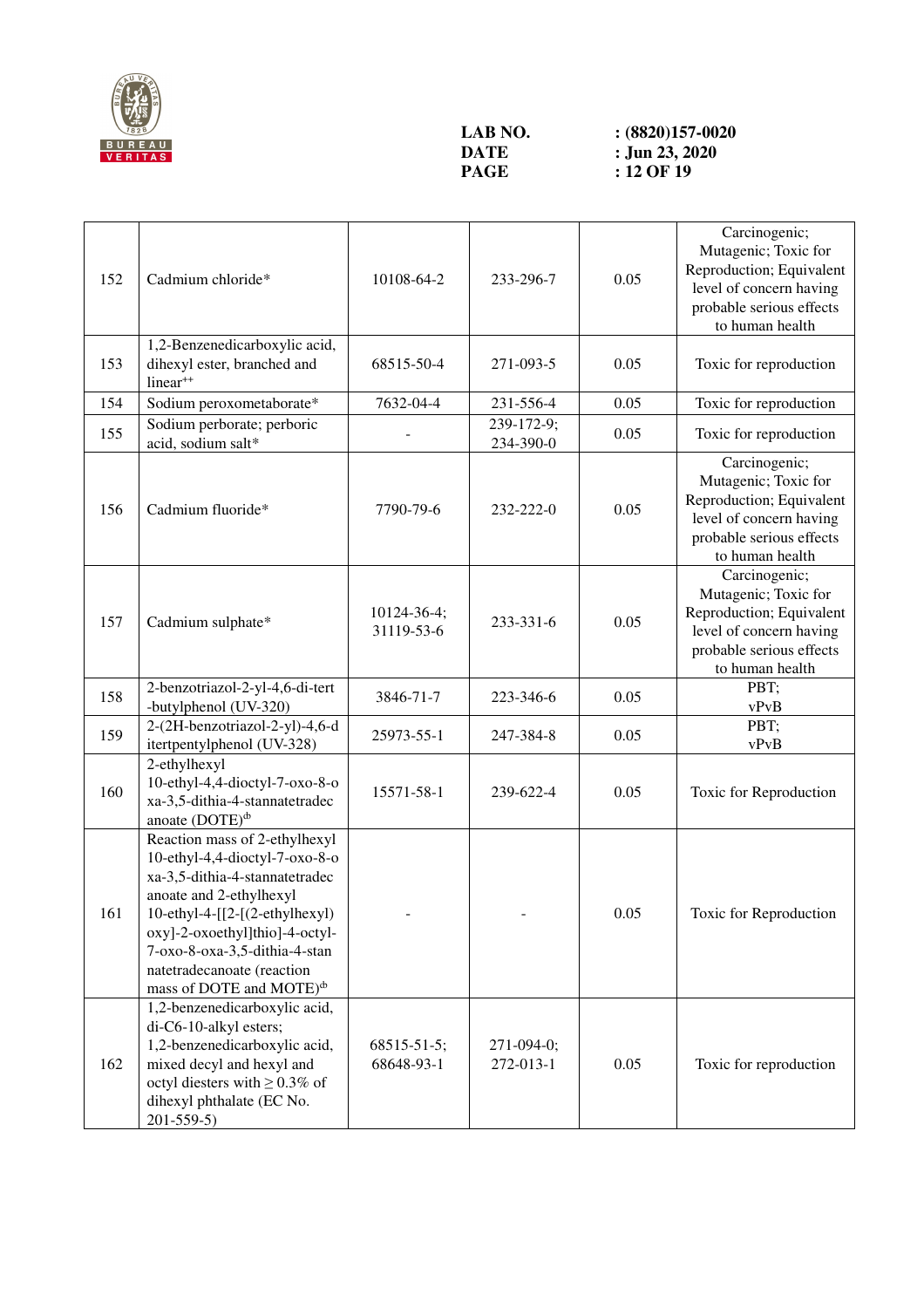| 152 | Cadmium chloride* | 10108-64-2 | 233-296-7 | 0.05 | Carcinogenic; Mutagenic; Toxic for Reproduction; Equivalent level of concern having probable serious effects to human health |
|---|---|---|---|---|---|
| 153 | 1,2-Benzenedicarboxylic acid, dihexyl ester, branched and linear[++] | 68515-50-4 | 271-093-5 | 0.05 | Toxic for reproduction |
| 154 | Sodium peroxometaborate* | 7632-04-4 | 231-556-4 | 0.05 | Toxic for reproduction |
| 155 | Sodium perborate; perboric acid, sodium salt* | - | 239-172-9; 234-390-0 | 0.05 | Toxic for reproduction |
| 156 | Cadmium fluoride* | 7790-79-6 | 232-222-0 | 0.05 | Carcinogenic; Mutagenic; Toxic for Reproduction; Equivalent level of concern having probable serious effects to human health |
| 157 | Cadmium sulphate* | 10124-36-4; 31119-53-6 | 233-331-6 | 0.05 | Carcinogenic; Mutagenic; Toxic for Reproduction; Equivalent level of concern having probable serious effects to human health |
| 158 | 2-benzotriazol-2-yl-4,6-di-tert-butylphenol (UV-320) | 3846-71-7 | 223-346-6 | 0.05 | PBT; vPvB |
| 159 | 2-(2H-benzotriazol-2-yl)-4,6-ditertpentylphenol (UV-328) | 25973-55-1 | 247-384-8 | 0.05 | PBT; vPvB |
| 160 | 2-ethylhexyl 10-ethyl-4,4-dioctyl-7-oxo-8-oxa-3,5-dithia-4-stannatetradecanoate (DOTE)[Φ] | 15571-58-1 | 239-622-4 | 0.05 | Toxic for Reproduction |
| 161 | Reaction mass of 2-ethylhexyl 10-ethyl-4,4-dioctyl-7-oxo-8-oxa-3,5-dithia-4-stannatetradecanoate and 2-ethylhexyl 10-ethyl-4-[[2-[(2-ethylhexyl)oxy]-2-oxoethyl]thio]-4-octyl-7-oxo-8-oxa-3,5-dithia-4-stannatetradecanoate (reaction mass of DOTE and MOTE)[Φ] | - | - | 0.05 | Toxic for Reproduction |
| 162 | 1,2-benzenedicarboxylic acid, di-C6-10-alkyl esters; 1,2-benzenedicarboxylic acid, mixed decyl and hexyl and octyl diesters with ≥ 0.3% of dihexyl phthalate (EC No. 201-559-5) | 68515-51-5; 68648-93-1 | 271-094-0; 272-013-1 | 0.05 | Toxic for reproduction |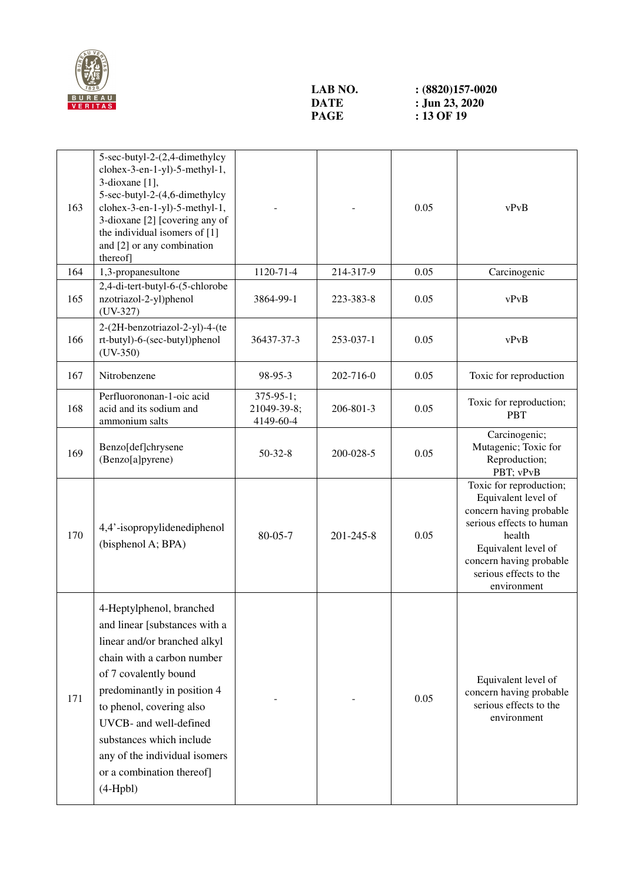| 163 | 5-sec-butyl-2-(2,4-dimethylcyclohex-3-en-1-yl)-5-methyl-1,3-dioxane [1], 5-sec-butyl-2-(4,6-dimethylcyclohex-3-en-1-yl)-5-methyl-1,3-dioxane [2] [covering any of the individual isomers of [1] and [2] or any combination thereof] | - | - | 0.05 | vPvB |
|---|---|---|---|---|---|
| 164 | 1,3-propanesultone | 1120-71-4 | 214-317-9 | 0.05 | Carcinogenic |
| 165 | 2,4-di-tert-butyl-6-(5-chlorobenzotriazol-2-yl)phenol (UV-327) | 3864-99-1 | 223-383-8 | 0.05 | vPvB |
| 166 | 2-(2H-benzotriazol-2-yl)-4-(tert-butyl)-6-(sec-butyl)phenol (UV-350) | 36437-37-3 | 253-037-1 | 0.05 | vPvB |
| 167 | Nitrobenzene | 98-95-3 | 202-716-0 | 0.05 | Toxic for reproduction |
| 168 | Perfluorononan-1-oic acid acid and its sodium and ammonium salts | 375-95-1; 21049-39-8; 4149-60-4 | 206-801-3 | 0.05 | Toxic for reproduction; PBT |
| 169 | Benzo[def]chrysene (Benzo[a]pyrene) | 50-32-8 | 200-028-5 | 0.05 | Carcinogenic; Mutagenic; Toxic for Reproduction; PBT; vPvB |
| 170 | 4,4'-isopropylidenediphenol (bisphenol A; BPA) | 80-05-7 | 201-245-8 | 0.05 | Toxic for reproduction; Equivalent level of concern having probable serious effects to human health Equivalent level of concern having probable serious effects to the environment |
| 171 | 4-Heptylphenol, branched and linear [substances with a linear and/or branched alkyl chain with a carbon number of 7 covalently bound predominantly in position 4 to phenol, covering also UVCB- and well-defined substances which include any of the individual isomers or a combination thereof] (4-Hpbl) | - | - | 0.05 | Equivalent level of concern having probable serious effects to the environment |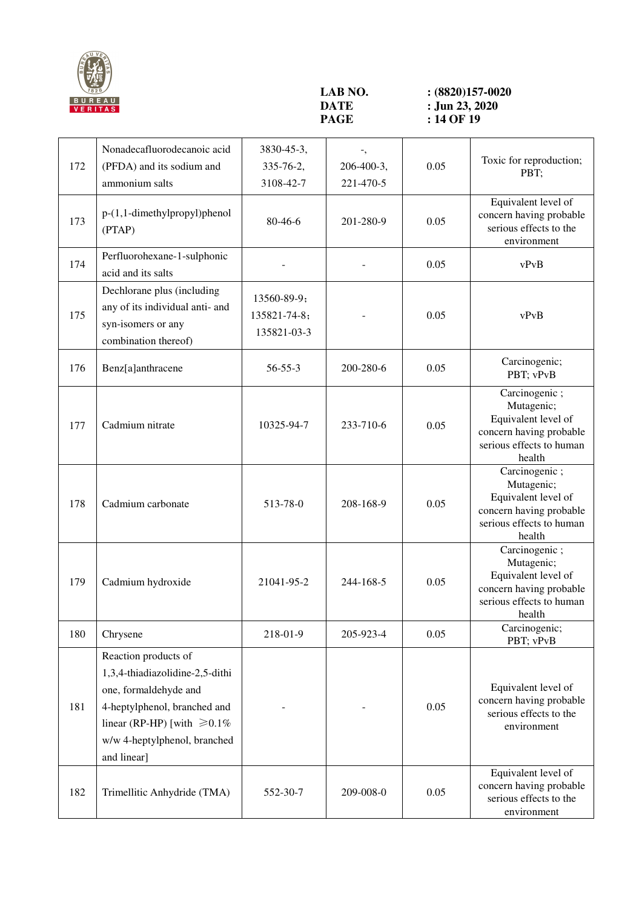| 172 | Nonadecafluorodecanoic acid (PFDA) and its sodium and ammonium salts | 3830-45-3, 335-76-2, 3108-42-7 | -, 206-400-3, 221-470-5 | 0.05 | Toxic for reproduction; PBT; |
|---|---|---|---|---|---|
| 173 | p-(1,1-dimethylpropyl)phenol (PTAP) | 80-46-6 | 201-280-9 | 0.05 | Equivalent level of concern having probable serious effects to the environment |
| 174 | Perfluorohexane-1-sulphonic acid and its salts | - | - | 0.05 | vPvB |
| 175 | Dechlorane plus (including any of its individual anti- and syn-isomers or any combination thereof) | 13560-89-9; 135821-74-8; 135821-03-3 | - | 0.05 | vPvB |
| 176 | Benz[a]anthracene | 56-55-3 | 200-280-6 | 0.05 | Carcinogenic; PBT; vPvB |
| 177 | Cadmium nitrate | 10325-94-7 | 233-710-6 | 0.05 | Carcinogenic ; Mutagenic; Equivalent level of concern having probable serious effects to human health |
| 178 | Cadmium carbonate | 513-78-0 | 208-168-9 | 0.05 | Carcinogenic ; Mutagenic; Equivalent level of concern having probable serious effects to human health |
| 179 | Cadmium hydroxide | 21041-95-2 | 244-168-5 | 0.05 | Carcinogenic ; Mutagenic; Equivalent level of concern having probable serious effects to human health |
| 180 | Chrysene | 218-01-9 | 205-923-4 | 0.05 | Carcinogenic; PBT; vPvB |
| 181 | Reaction products of 1,3,4-thiadiazolidine-2,5-dithione, formaldehyde and 4-heptylphenol, branched and linear (RP-HP) [with ≥0.1% w/w 4-heptylphenol, branched and linear] | - | - | 0.05 | Equivalent level of concern having probable serious effects to the environment |
| 182 | Trimellitic Anhydride (TMA) | 552-30-7 | 209-008-0 | 0.05 | Equivalent level of concern having probable serious effects to the environment |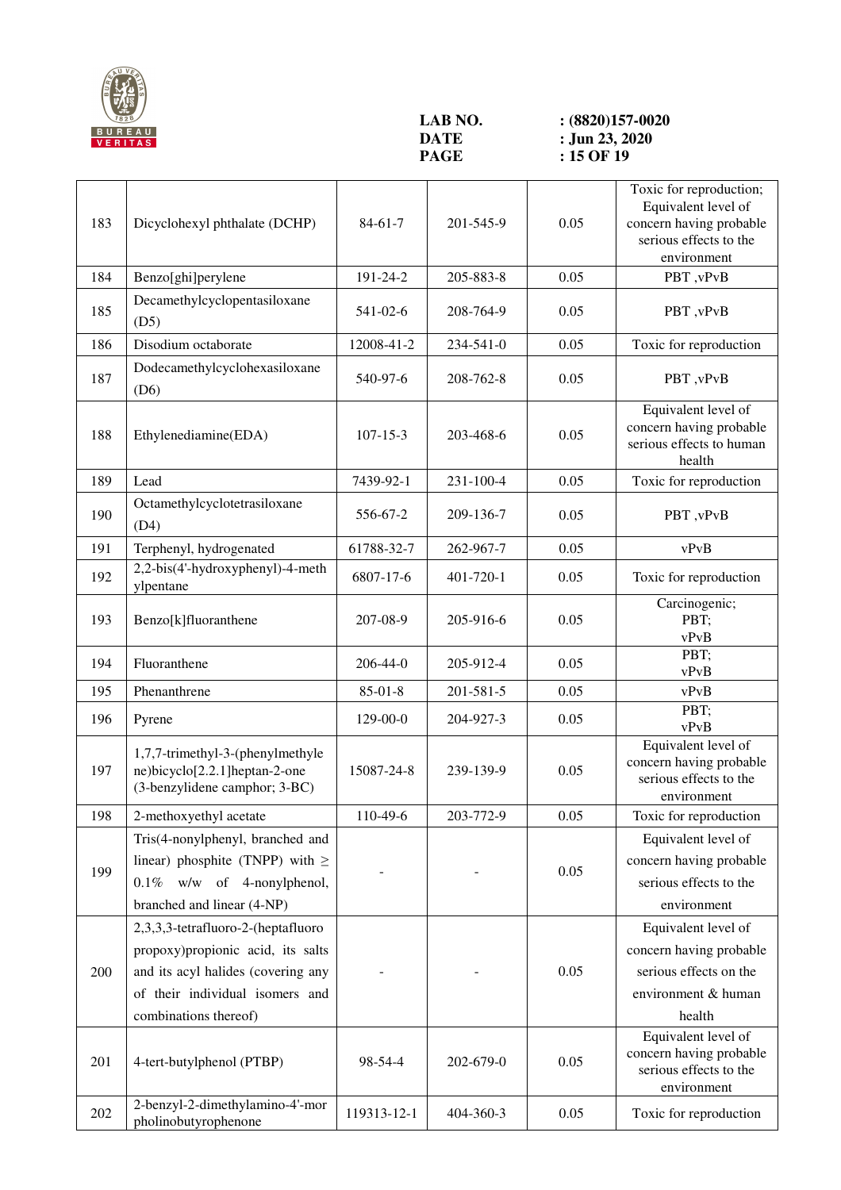| 183 | Dicyclohexyl phthalate (DCHP) | 84-61-7 | 201-545-9 | 0.05 | Toxic for reproduction; Equivalent level of concern having probable serious effects to the environment |
|---|---|---|---|---|---|
| 184 | Benzo[ghi]perylene | 191-24-2 | 205-883-8 | 0.05 | PBT ,vPvB |
| 185 | Decamethylcyclopentasiloxane (D5) | 541-02-6 | 208-764-9 | 0.05 | PBT ,vPvB |
| 186 | Disodium octaborate | 12008-41-2 | 234-541-0 | 0.05 | Toxic for reproduction |
| 187 | Dodecamethylcyclohexasiloxane (D6) | 540-97-6 | 208-762-8 | 0.05 | PBT ,vPvB |
| 188 | Ethylenediamine(EDA) | 107-15-3 | 203-468-6 | 0.05 | Equivalent level of concern having probable serious effects to human health |
| 189 | Lead | 7439-92-1 | 231-100-4 | 0.05 | Toxic for reproduction |
| 190 | Octamethylcyclotetrasiloxane (D4) | 556-67-2 | 209-136-7 | 0.05 | PBT ,vPvB |
| 191 | Terphenyl, hydrogenated | 61788-32-7 | 262-967-7 | 0.05 | vPvB |
| 192 | 2,2-bis(4'-hydroxyphenyl)-4-methylpentane | 6807-17-6 | 401-720-1 | 0.05 | Toxic for reproduction |
| 193 | Benzo[k]fluoranthene | 207-08-9 | 205-916-6 | 0.05 | Carcinogenic; PBT; vPvB |
| 194 | Fluoranthene | 206-44-0 | 205-912-4 | 0.05 | PBT; vPvB |
| 195 | Phenanthrene | 85-01-8 | 201-581-5 | 0.05 | vPvB |
| 196 | Pyrene | 129-00-0 | 204-927-3 | 0.05 | PBT; vPvB |
| 197 | 1,7,7-trimethyl-3-(phenylmethylene)bicyclo[2.2.1]heptan-2-one (3-benzylidene camphor; 3-BC) | 15087-24-8 | 239-139-9 | 0.05 | Equivalent level of concern having probable serious effects to the environment |
| 198 | 2-methoxyethyl acetate | 110-49-6 | 203-772-9 | 0.05 | Toxic for reproduction |
| 199 | Tris(4-nonylphenyl, branched and linear) phosphite (TNPP) with ≥ 0.1% w/w of 4-nonylphenol, branched and linear (4-NP) | - | - | 0.05 | Equivalent level of concern having probable serious effects to the environment |
| 200 | 2,3,3,3-tetrafluoro-2-(heptafluoropropoxy)propionic acid, its salts and its acyl halides (covering any of their individual isomers and combinations thereof) | - | - | 0.05 | Equivalent level of concern having probable serious effects on the environment & human health |
| 201 | 4-tert-butylphenol (PTBP) | 98-54-4 | 202-679-0 | 0.05 | Equivalent level of concern having probable serious effects to the environment |
| 202 | 2-benzyl-2-dimethylamino-4'-morpholinobutyrophenone | 119313-12-1 | 404-360-3 | 0.05 | Toxic for reproduction |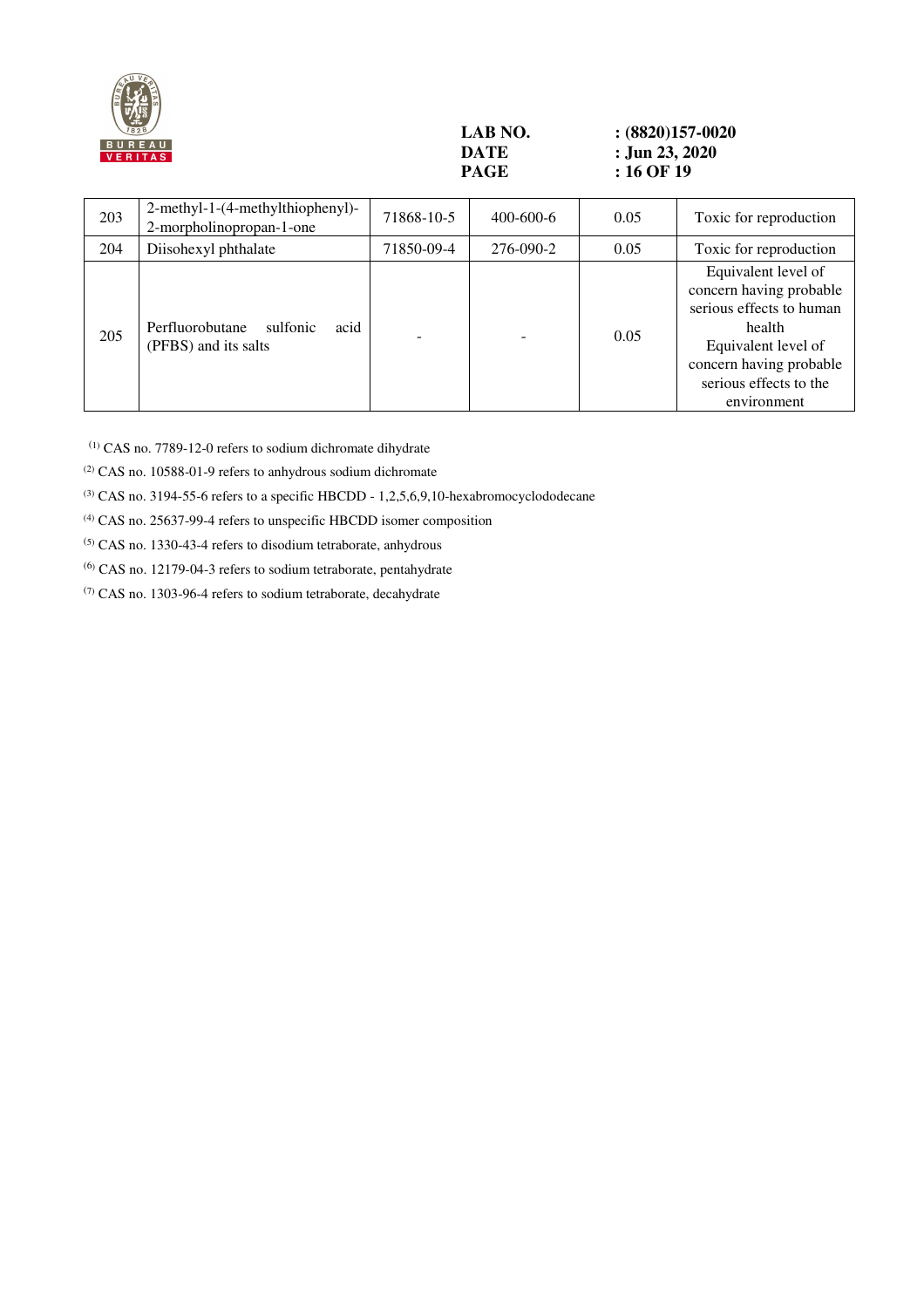| 203 | 2-methyl-1-(4-methylthiophenyl)-2-morpholinopropan-1-one | 71868-10-5 | 400-600-6 | 0.05 | Toxic for reproduction |
|---|---|---|---|---|---|
| 204 | Diisohexyl phthalate | 71850-09-4 | 276-090-2 | 0.05 | Toxic for reproduction |
| 205 | Perfluorobutane sulfonic acid (PFBS) and its salts | - | - | 0.05 | Equivalent level of concern having probable serious effects to human health<br>Equivalent level of concern having probable serious effects to the environment |

(1) CAS no. 7789-12-0 refers to sodium dichromate dihydrate

(2) CAS no. 10588-01-9 refers to anhydrous sodium dichromate

(3) CAS no. 3194-55-6 refers to a specific HBCDD - 1,2,5,6,9,10-hexabromocyclododecane

(4) CAS no. 25637-99-4 refers to unspecific HBCDD isomer composition

(5) CAS no. 1330-43-4 refers to disodium tetraborate, anhydrous

(6) CAS no. 12179-04-3 refers to sodium tetraborate, pentahydrate

(7) CAS no. 1303-96-4 refers to sodium tetraborate, decahydrate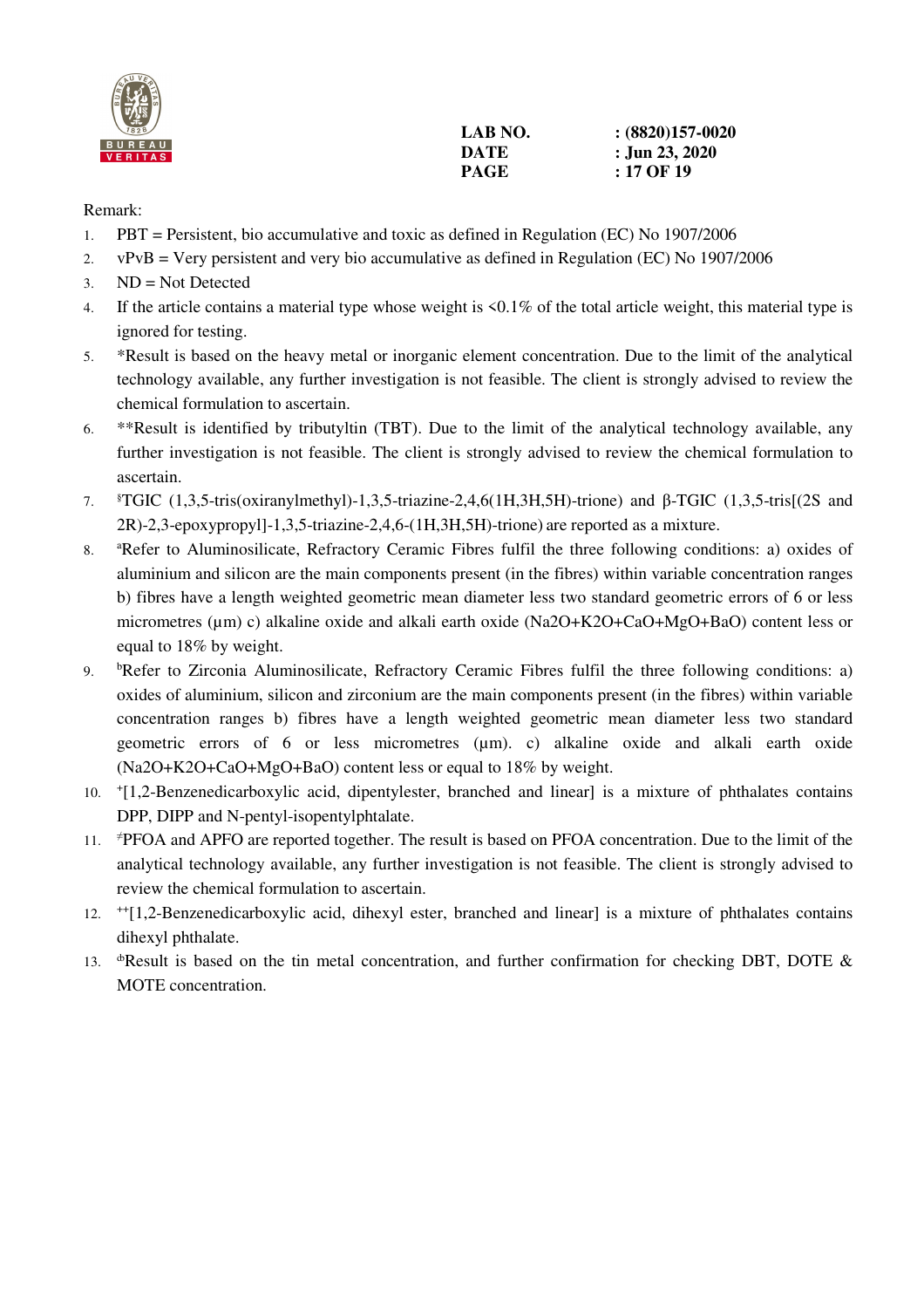Remark:

1. PBT = Persistent, bio accumulative and toxic as defined in Regulation (EC) No 1907/2006
2. vPvB = Very persistent and very bio accumulative as defined in Regulation (EC) No 1907/2006
3. ND = Not Detected
4. If the article contains a material type whose weight is <0.1% of the total article weight, this material type is ignored for testing.
5. *Result is based on the heavy metal or inorganic element concentration. Due to the limit of the analytical technology available, any further investigation is not feasible. The client is strongly advised to review the chemical formulation to ascertain.
6. **Result is identified by tributyltin (TBT). Due to the limit of the analytical technology available, any further investigation is not feasible. The client is strongly advised to review the chemical formulation to ascertain.
7. [$]TGIC (1,3,5-tris(oxiranylmethyl)-1,3,5-triazine-2,4,6(1H,3H,5H)-trione) and β-TGIC (1,3,5-tris[(2S and 2R)-2,3-epoxypropyl]-1,3,5-triazine-2,4,6-(1H,3H,5H)-trione) are reported as a mixture.
8. [a]Refer to Aluminosilicate, Refractory Ceramic Fibres fulfil the three following conditions: a) oxides of aluminium and silicon are the main components present (in the fibres) within variable concentration ranges b) fibres have a length weighted geometric mean diameter less two standard geometric errors of 6 or less micrometres (μm) c) alkaline oxide and alkali earth oxide ($Na_2O+K_2O+CaO+MgO+BaO$) content less or equal to 18% by weight.
9. [b]Refer to Zirconia Aluminosilicate, Refractory Ceramic Fibres fulfil the three following conditions: a) oxides of aluminium, silicon and zirconium are the main components present (in the fibres) within variable concentration ranges b) fibres have a length weighted geometric mean diameter less two standard geometric errors of 6 or less micrometres (μm). c) alkaline oxide and alkali earth oxide ($Na_2O+K_2O+CaO+MgO+BaO$) content less or equal to 18% by weight.
10. [+][1,2-Benzenedicarboxylic acid, dipentylester, branched and linear] is a mixture of phthalates contains DPP, DIPP and N-pentyl-isopentylphtalate.
11. [#]PFOA and APFO are reported together. The result is based on PFOA concentration. Due to the limit of the analytical technology available, any further investigation is not feasible. The client is strongly advised to review the chemical formulation to ascertain.
12. [++][1,2-Benzenedicarboxylic acid, dihexyl ester, branched and linear] is a mixture of phthalates contains dihexyl phthalate.
13. [d]Result is based on the tin metal concentration, and further confirmation for checking DBT, DOTE & MOTE concentration.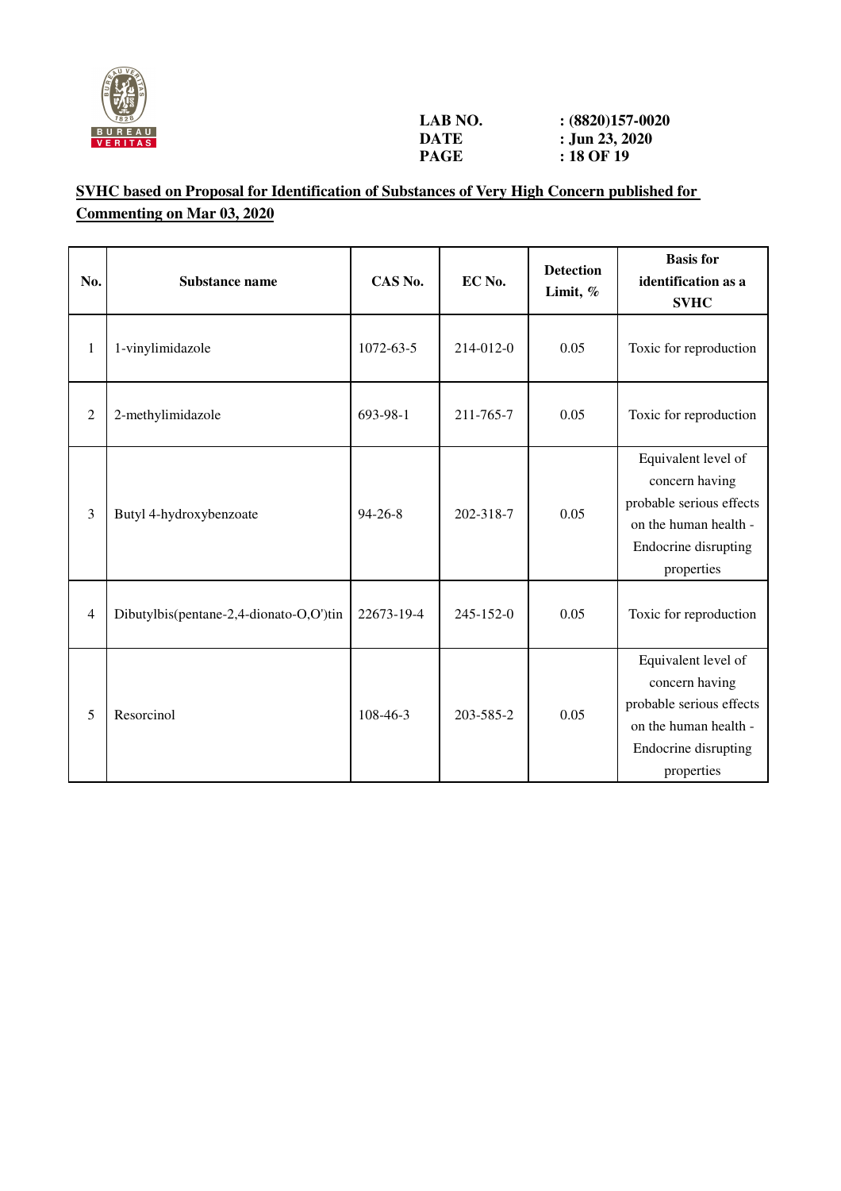**SVHC based on Proposal for Identification of Substances of Very High Concern published for Commenting on Mar 03, 2020**

| No. | Substance name | CAS No. | EC No. | Detection Limit, % | Basis for identification as a SVHC |
|---|---|---|---|---|---|
| 1 | 1-vinylimidazole | 1072-63-5 | 214-012-0 | 0.05 | Toxic for reproduction |
| 2 | 2-methylimidazole | 693-98-1 | 211-765-7 | 0.05 | Toxic for reproduction |
| 3 | Butyl 4-hydroxybenzoate | 94-26-8 | 202-318-7 | 0.05 | Equivalent level of concern having probable serious effects on the human health - Endocrine disrupting properties |
| 4 | Dibutylbis(pentane-2,4-dionato-O,O')tin | 22673-19-4 | 245-152-0 | 0.05 | Toxic for reproduction |
| 5 | Resorcinol | 108-46-3 | 203-585-2 | 0.05 | Equivalent level of concern having probable serious effects on the human health - Endocrine disrupting properties |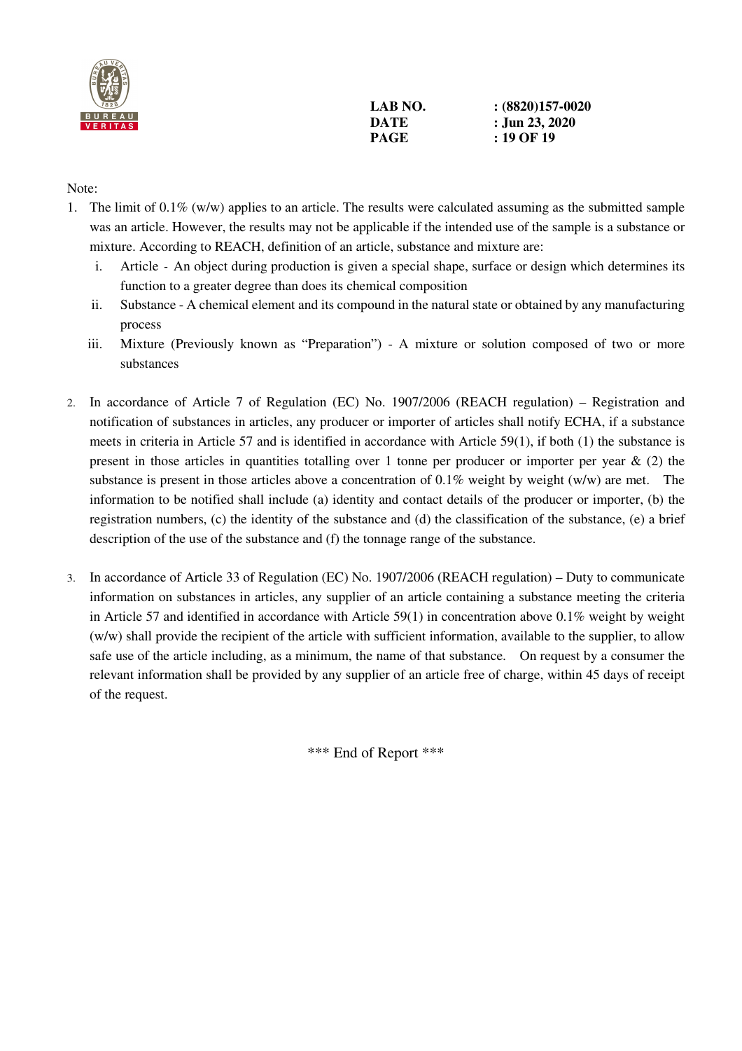Note:

1. The limit of 0.1% (w/w) applies to an article. The results were calculated assuming as the submitted sample was an article. However, the results may not be applicable if the intended use of the sample is a substance or mixture. According to REACH, definition of an article, substance and mixture are:
   i. Article - An object during production is given a special shape, surface or design which determines its function to a greater degree than does its chemical composition
   ii. Substance - A chemical element and its compound in the natural state or obtained by any manufacturing process
   iii. Mixture (Previously known as "Preparation") - A mixture or solution composed of two or more substances

2. In accordance of Article 7 of Regulation (EC) No. 1907/2006 (REACH regulation) – Registration and notification of substances in articles, any producer or importer of articles shall notify ECHA, if a substance meets in criteria in Article 57 and is identified in accordance with Article 59(1), if both (1) the substance is present in those articles in quantities totalling over 1 tonne per producer or importer per year & (2) the substance is present in those articles above a concentration of 0.1% weight by weight (w/w) are met. The information to be notified shall include (a) identity and contact details of the producer or importer, (b) the registration numbers, (c) the identity of the substance and (d) the classification of the substance, (e) a brief description of the use of the substance and (f) the tonnage range of the substance.

3. In accordance of Article 33 of Regulation (EC) No. 1907/2006 (REACH regulation) – Duty to communicate information on substances in articles, any supplier of an article containing a substance meeting the criteria in Article 57 and identified in accordance with Article 59(1) in concentration above 0.1% weight by weight (w/w) shall provide the recipient of the article with sufficient information, available to the supplier, to allow safe use of the article including, as a minimum, the name of that substance. On request by a consumer the relevant information shall be provided by any supplier of an article free of charge, within 45 days of receipt of the request.

*** End of Report ***